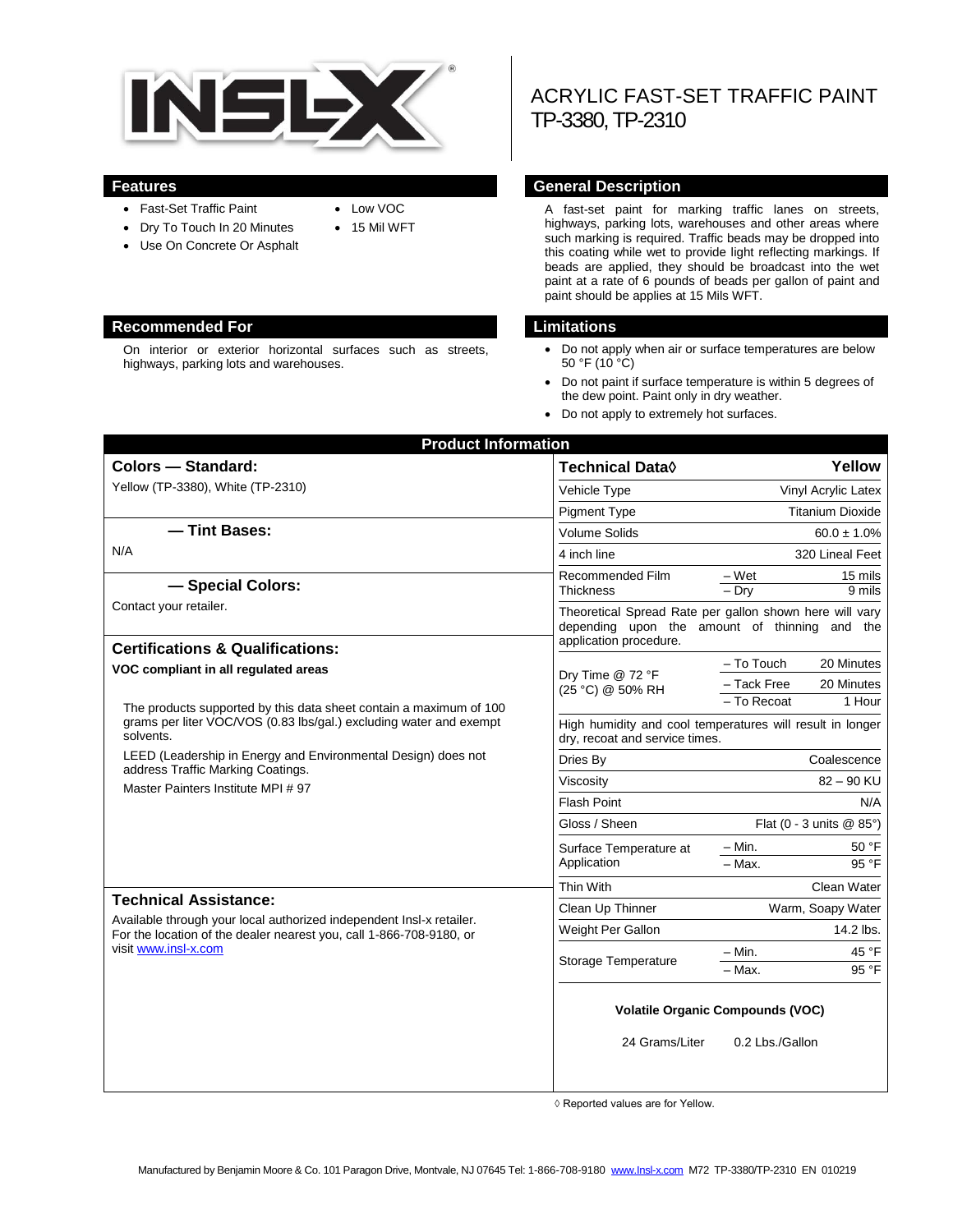# ACRYLIC FAST-SET TRAFFIC PAINT
# TP-3380, TP-2310

## Features

- Fast-Set Traffic Paint
- Dry To Touch In 20 Minutes
- Use On Concrete Or Asphalt
- Low VOC
- 15 Mil WFT

## General Description

A fast-set paint for marking traffic lanes on streets, highways, parking lots, warehouses and other areas where such marking is required. Traffic beads may be dropped into this coating while wet to provide light reflecting markings. If beads are applied, they should be broadcast into the wet paint at a rate of 6 pounds of beads per gallon of paint and paint should be applies at 15 Mils WFT.

## Recommended For

On interior or exterior horizontal surfaces such as streets, highways, parking lots and warehouses.

## Limitations

- Do not apply when air or surface temperatures are below 50 °F (10 °C)
- Do not paint if surface temperature is within 5 degrees of the dew point. Paint only in dry weather.
- Do not apply to extremely hot surfaces.

## Product Information

### Colors — Standard:

Yellow (TP-3380), White (TP-2310)

### — Tint Bases:

N/A

### — Special Colors:

Contact your retailer.

### Certifications & Qualifications:

**VOC compliant in all regulated areas**

The products supported by this data sheet contain a maximum of 100 grams per liter VOC/VOS (0.83 lbs/gal.) excluding water and exempt solvents.

LEED (Leadership in Energy and Environmental Design) does not address Traffic Marking Coatings.

Master Painters Institute MPI # 97

### Technical Assistance:

Available through your local authorized independent Insl-x retailer. For the location of the dealer nearest you, call 1-866-708-9180, or visit www.insl-x.com

| Technical Data◊ | | Yellow |
|---|---|---|
| Vehicle Type | | Vinyl Acrylic Latex |
| Pigment Type | | Titanium Dioxide |
| Volume Solids | | 60.0 ± 1.0% |
| 4 inch line | | 320 Lineal Feet |
| Recommended Film Thickness | – Wet | 15 mils |
| | – Dry | 9 mils |
| Theoretical Spread Rate per gallon shown here will vary depending upon the amount of thinning and the application procedure. | | |
| Dry Time @ 72 °F (25 °C) @ 50% RH | – To Touch | 20 Minutes |
| | – Tack Free | 20 Minutes |
| | – To Recoat | 1 Hour |
| High humidity and cool temperatures will result in longer dry, recoat and service times. | | |
| Dries By | | Coalescence |
| Viscosity | | 82 – 90 KU |
| Flash Point | | N/A |
| Gloss / Sheen | | Flat (0 - 3 units @ 85°) |
| Surface Temperature at Application | – Min. | 50 °F |
| | – Max. | 95 °F |
| Thin With | | Clean Water |
| Clean Up Thinner | | Warm, Soapy Water |
| Weight Per Gallon | | 14.2 lbs. |
| Storage Temperature | – Min. | 45 °F |
| | – Max. | 95 °F |

**Volatile Organic Compounds (VOC)**

24 Grams/Liter 0.2 Lbs./Gallon

◊ Reported values are for Yellow.

Manufactured by Benjamin Moore & Co. 101 Paragon Drive, Montvale, NJ 07645 Tel: 1-866-708-9180 www.Insl-x.com M72 TP-3380/TP-2310 EN 010219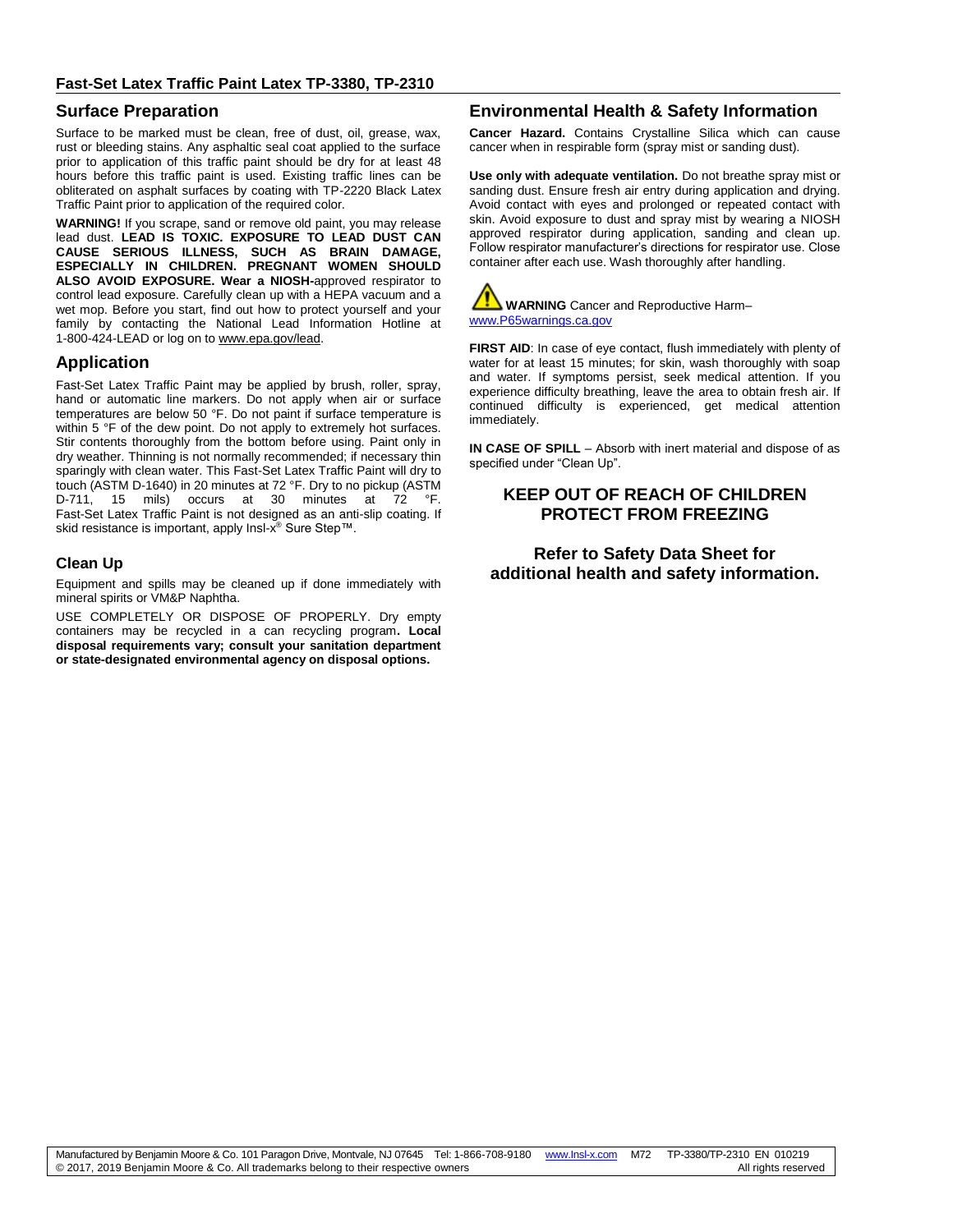**Fast-Set Latex Traffic Paint Latex TP-3380, TP-2310**

## Surface Preparation

Surface to be marked must be clean, free of dust, oil, grease, wax, rust or bleeding stains. Any asphaltic seal coat applied to the surface prior to application of this traffic paint should be dry for at least 48 hours before this traffic paint is used. Existing traffic lines can be obliterated on asphalt surfaces by coating with TP-2220 Black Latex Traffic Paint prior to application of the required color.

**WARNING!** If you scrape, sand or remove old paint, you may release lead dust. **LEAD IS TOXIC. EXPOSURE TO LEAD DUST CAN CAUSE SERIOUS ILLNESS, SUCH AS BRAIN DAMAGE, ESPECIALLY IN CHILDREN. PREGNANT WOMEN SHOULD ALSO AVOID EXPOSURE. Wear a NIOSH-**approved respirator to control lead exposure. Carefully clean up with a HEPA vacuum and a wet mop. Before you start, find out how to protect yourself and your family by contacting the National Lead Information Hotline at 1-800-424-LEAD or log on to www.epa.gov/lead.

## Application

Fast-Set Latex Traffic Paint may be applied by brush, roller, spray, hand or automatic line markers. Do not apply when air or surface temperatures are below 50 °F. Do not paint if surface temperature is within 5 °F of the dew point. Do not apply to extremely hot surfaces. Stir contents thoroughly from the bottom before using. Paint only in dry weather. Thinning is not normally recommended; if necessary thin sparingly with clean water. This Fast-Set Latex Traffic Paint will dry to touch (ASTM D-1640) in 20 minutes at 72 °F. Dry to no pickup (ASTM D-711, 15 mils) occurs at 30 minutes at 72 °F. Fast-Set Latex Traffic Paint is not designed as an anti-slip coating. If skid resistance is important, apply Insl-x® Sure Step™.

### Clean Up

Equipment and spills may be cleaned up if done immediately with mineral spirits or VM&P Naphtha.

USE COMPLETELY OR DISPOSE OF PROPERLY. Dry empty containers may be recycled in a can recycling program. **Local disposal requirements vary; consult your sanitation department or state-designated environmental agency on disposal options.**

## Environmental Health & Safety Information

**Cancer Hazard.** Contains Crystalline Silica which can cause cancer when in respirable form (spray mist or sanding dust).

**Use only with adequate ventilation.** Do not breathe spray mist or sanding dust. Ensure fresh air entry during application and drying. Avoid contact with eyes and prolonged or repeated contact with skin. Avoid exposure to dust and spray mist by wearing a NIOSH approved respirator during application, sanding and clean up. Follow respirator manufacturer's directions for respirator use. Close container after each use. Wash thoroughly after handling.

**WARNING** Cancer and Reproductive Harm– www.P65warnings.ca.gov

**FIRST AID**: In case of eye contact, flush immediately with plenty of water for at least 15 minutes; for skin, wash thoroughly with soap and water. If symptoms persist, seek medical attention. If you experience difficulty breathing, leave the area to obtain fresh air. If continued difficulty is experienced, get medical attention immediately.

**IN CASE OF SPILL** – Absorb with inert material and dispose of as specified under "Clean Up".

**KEEP OUT OF REACH OF CHILDREN**
**PROTECT FROM FREEZING**

**Refer to Safety Data Sheet for additional health and safety information.**

Manufactured by Benjamin Moore & Co. 101 Paragon Drive, Montvale, NJ 07645 Tel: 1-866-708-9180 www.Insl-x.com M72 TP-3380/TP-2310 EN 010219
© 2017, 2019 Benjamin Moore & Co. All trademarks belong to their respective owners All rights reserved